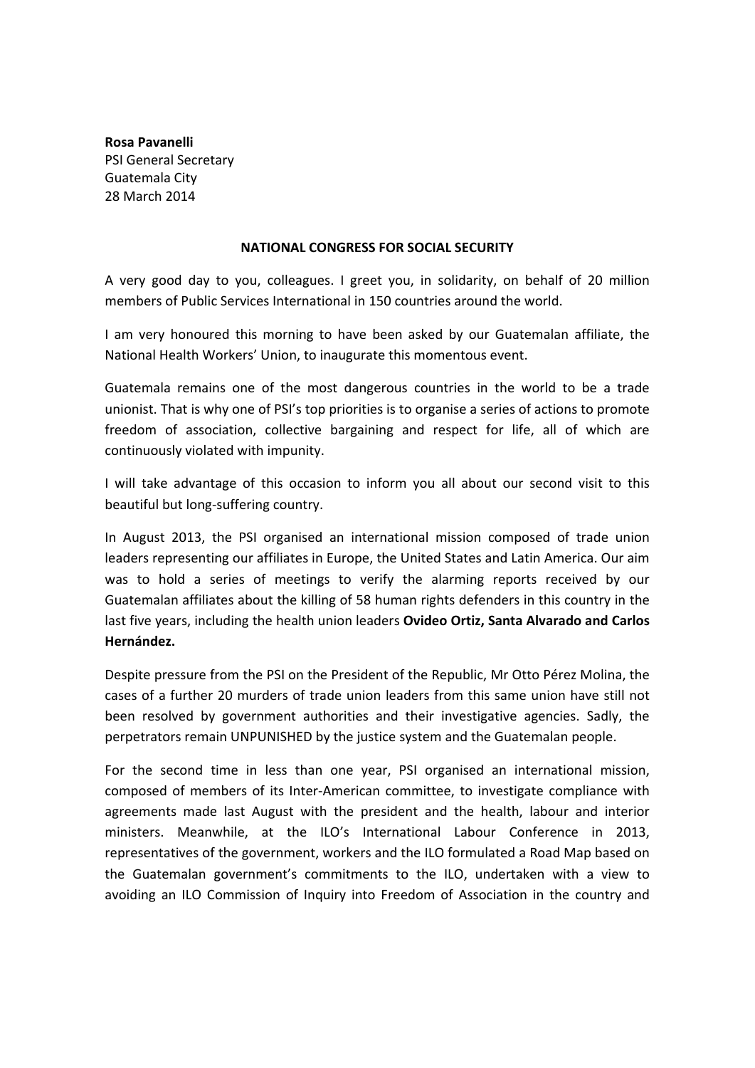**Rosa Pavanelli**
PSI General Secretary
Guatemala City
28 March 2014

**NATIONAL CONGRESS FOR SOCIAL SECURITY**

A very good day to you, colleagues. I greet you, in solidarity, on behalf of 20 million members of Public Services International in 150 countries around the world.

I am very honoured this morning to have been asked by our Guatemalan affiliate, the National Health Workers' Union, to inaugurate this momentous event.

Guatemala remains one of the most dangerous countries in the world to be a trade unionist. That is why one of PSI's top priorities is to organise a series of actions to promote freedom of association, collective bargaining and respect for life, all of which are continuously violated with impunity.

I will take advantage of this occasion to inform you all about our second visit to this beautiful but long-suffering country.

In August 2013, the PSI organised an international mission composed of trade union leaders representing our affiliates in Europe, the United States and Latin America. Our aim was to hold a series of meetings to verify the alarming reports received by our Guatemalan affiliates about the killing of 58 human rights defenders in this country in the last five years, including the health union leaders **Ovideo Ortiz, Santa Alvarado and Carlos Hernández.**

Despite pressure from the PSI on the President of the Republic, Mr Otto Pérez Molina, the cases of a further 20 murders of trade union leaders from this same union have still not been resolved by government authorities and their investigative agencies. Sadly, the perpetrators remain UNPUNISHED by the justice system and the Guatemalan people.

For the second time in less than one year, PSI organised an international mission, composed of members of its Inter-American committee, to investigate compliance with agreements made last August with the president and the health, labour and interior ministers. Meanwhile, at the ILO's International Labour Conference in 2013, representatives of the government, workers and the ILO formulated a Road Map based on the Guatemalan government's commitments to the ILO, undertaken with a view to avoiding an ILO Commission of Inquiry into Freedom of Association in the country and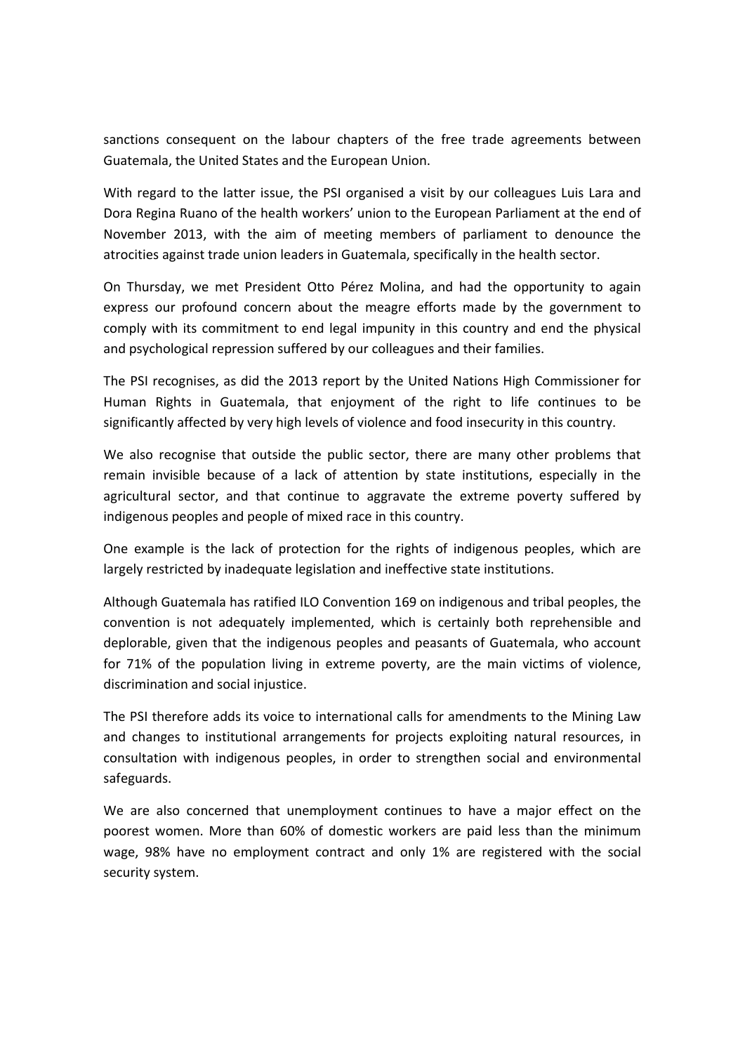sanctions consequent on the labour chapters of the free trade agreements between Guatemala, the United States and the European Union.

With regard to the latter issue, the PSI organised a visit by our colleagues Luis Lara and Dora Regina Ruano of the health workers' union to the European Parliament at the end of November 2013, with the aim of meeting members of parliament to denounce the atrocities against trade union leaders in Guatemala, specifically in the health sector.

On Thursday, we met President Otto Pérez Molina, and had the opportunity to again express our profound concern about the meagre efforts made by the government to comply with its commitment to end legal impunity in this country and end the physical and psychological repression suffered by our colleagues and their families.

The PSI recognises, as did the 2013 report by the United Nations High Commissioner for Human Rights in Guatemala, that enjoyment of the right to life continues to be significantly affected by very high levels of violence and food insecurity in this country.

We also recognise that outside the public sector, there are many other problems that remain invisible because of a lack of attention by state institutions, especially in the agricultural sector, and that continue to aggravate the extreme poverty suffered by indigenous peoples and people of mixed race in this country.

One example is the lack of protection for the rights of indigenous peoples, which are largely restricted by inadequate legislation and ineffective state institutions.

Although Guatemala has ratified ILO Convention 169 on indigenous and tribal peoples, the convention is not adequately implemented, which is certainly both reprehensible and deplorable, given that the indigenous peoples and peasants of Guatemala, who account for 71% of the population living in extreme poverty, are the main victims of violence, discrimination and social injustice.

The PSI therefore adds its voice to international calls for amendments to the Mining Law and changes to institutional arrangements for projects exploiting natural resources, in consultation with indigenous peoples, in order to strengthen social and environmental safeguards.

We are also concerned that unemployment continues to have a major effect on the poorest women. More than 60% of domestic workers are paid less than the minimum wage, 98% have no employment contract and only 1% are registered with the social security system.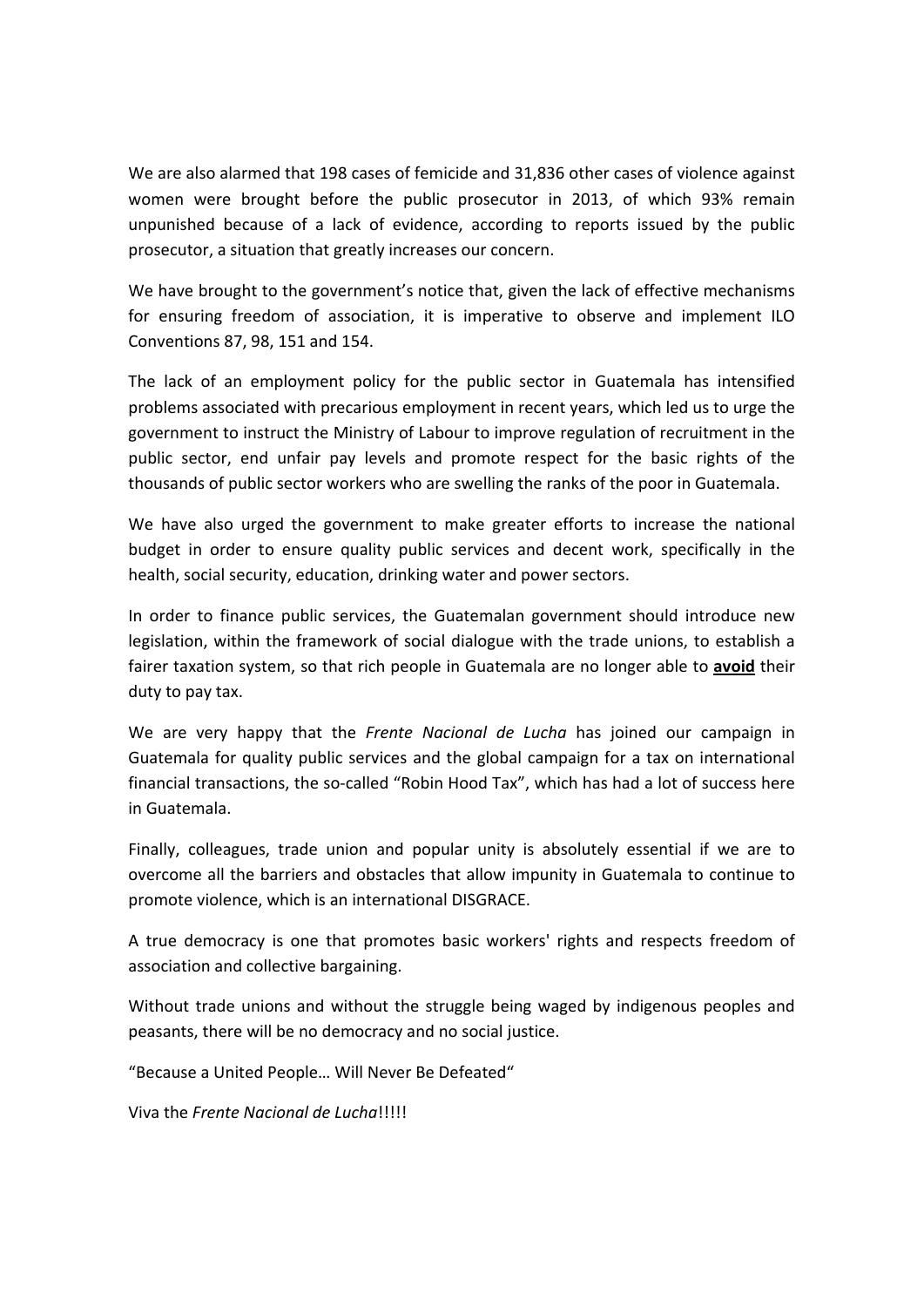We are also alarmed that 198 cases of femicide and 31,836 other cases of violence against women were brought before the public prosecutor in 2013, of which 93% remain unpunished because of a lack of evidence, according to reports issued by the public prosecutor, a situation that greatly increases our concern.

We have brought to the government's notice that, given the lack of effective mechanisms for ensuring freedom of association, it is imperative to observe and implement ILO Conventions 87, 98, 151 and 154.

The lack of an employment policy for the public sector in Guatemala has intensified problems associated with precarious employment in recent years, which led us to urge the government to instruct the Ministry of Labour to improve regulation of recruitment in the public sector, end unfair pay levels and promote respect for the basic rights of the thousands of public sector workers who are swelling the ranks of the poor in Guatemala.

We have also urged the government to make greater efforts to increase the national budget in order to ensure quality public services and decent work, specifically in the health, social security, education, drinking water and power sectors.

In order to finance public services, the Guatemalan government should introduce new legislation, within the framework of social dialogue with the trade unions, to establish a fairer taxation system, so that rich people in Guatemala are no longer able to **<u>avoid</u>** their duty to pay tax.

We are very happy that the *Frente Nacional de Lucha* has joined our campaign in Guatemala for quality public services and the global campaign for a tax on international financial transactions, the so-called "Robin Hood Tax", which has had a lot of success here in Guatemala.

Finally, colleagues, trade union and popular unity is absolutely essential if we are to overcome all the barriers and obstacles that allow impunity in Guatemala to continue to promote violence, which is an international DISGRACE.

A true democracy is one that promotes basic workers' rights and respects freedom of association and collective bargaining.

Without trade unions and without the struggle being waged by indigenous peoples and peasants, there will be no democracy and no social justice.

"Because a United People… Will Never Be Defeated"

Viva the *Frente Nacional de Lucha*!!!!!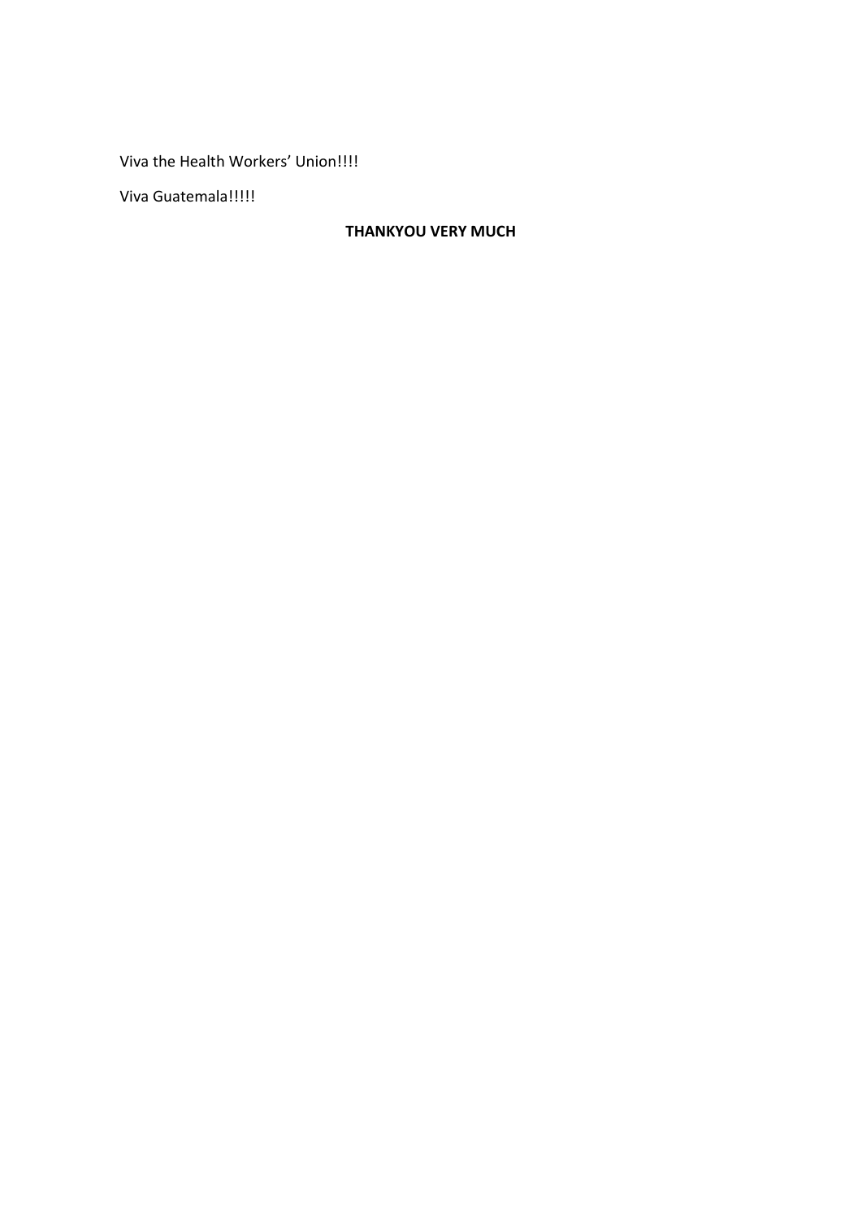Viva the Health Workers' Union!!!!

Viva Guatemala!!!!!

**THANKYOU VERY MUCH**